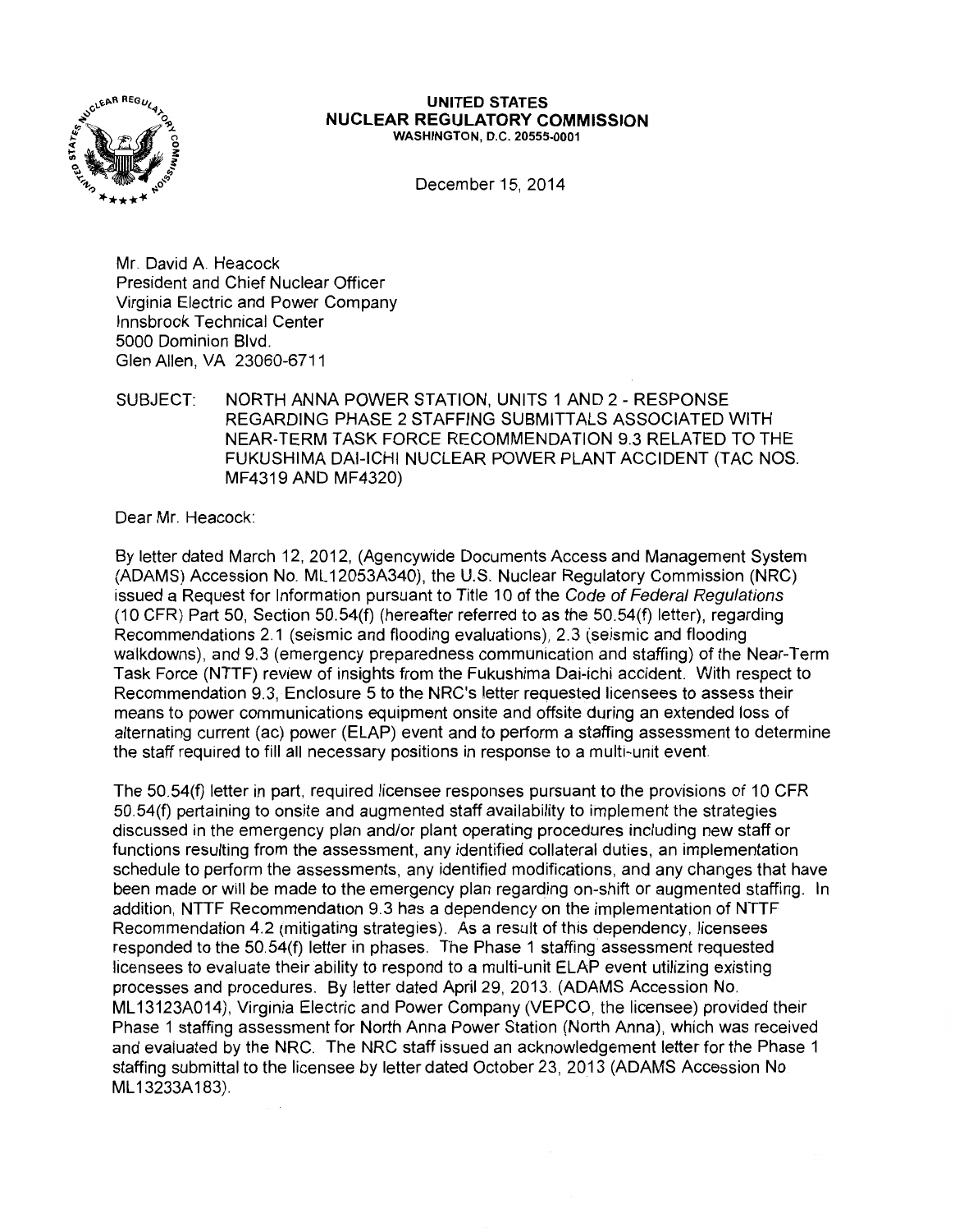**UNITED STATES**
**NUCLEAR REGULATORY COMMISSION**
WASHINGTON, D.C. 20555-0001

December 15, 2014

Mr. David A. Heacock
President and Chief Nuclear Officer
Virginia Electric and Power Company
Innsbrook Technical Center
5000 Dominion Blvd.
Glen Allen, VA 23060-6711

SUBJECT: NORTH ANNA POWER STATION, UNITS 1 AND 2 - RESPONSE REGARDING PHASE 2 STAFFING SUBMITTALS ASSOCIATED WITH NEAR-TERM TASK FORCE RECOMMENDATION 9.3 RELATED TO THE FUKUSHIMA DAI-ICHI NUCLEAR POWER PLANT ACCIDENT (TAC NOS. MF4319 AND MF4320)

Dear Mr. Heacock:

By letter dated March 12, 2012, (Agencywide Documents Access and Management System (ADAMS) Accession No. ML12053A340), the U.S. Nuclear Regulatory Commission (NRC) issued a Request for Information pursuant to Title 10 of the *Code of Federal Regulations* (10 CFR) Part 50, Section 50.54(f) (hereafter referred to as the 50.54(f) letter), regarding Recommendations 2.1 (seismic and flooding evaluations), 2.3 (seismic and flooding walkdowns), and 9.3 (emergency preparedness communication and staffing) of the Near-Term Task Force (NTTF) review of insights from the Fukushima Dai-ichi accident. With respect to Recommendation 9.3, Enclosure 5 to the NRC's letter requested licensees to assess their means to power communications equipment onsite and offsite during an extended loss of alternating current (ac) power (ELAP) event and to perform a staffing assessment to determine the staff required to fill all necessary positions in response to a multi-unit event.

The 50.54(f) letter in part, required licensee responses pursuant to the provisions of 10 CFR 50.54(f) pertaining to onsite and augmented staff availability to implement the strategies discussed in the emergency plan and/or plant operating procedures including new staff or functions resulting from the assessment, any identified collateral duties, an implementation schedule to perform the assessments, any identified modifications, and any changes that have been made or will be made to the emergency plan regarding on-shift or augmented staffing. In addition, NTTF Recommendation 9.3 has a dependency on the implementation of NTTF Recommendation 4.2 (mitigating strategies). As a result of this dependency, licensees responded to the 50.54(f) letter in phases. The Phase 1 staffing assessment requested licensees to evaluate their ability to respond to a multi-unit ELAP event utilizing existing processes and procedures. By letter dated April 29, 2013, (ADAMS Accession No. ML13123A014), Virginia Electric and Power Company (VEPCO, the licensee) provided their Phase 1 staffing assessment for North Anna Power Station (North Anna), which was received and evaluated by the NRC. The NRC staff issued an acknowledgement letter for the Phase 1 staffing submittal to the licensee by letter dated October 23, 2013 (ADAMS Accession No ML13233A183).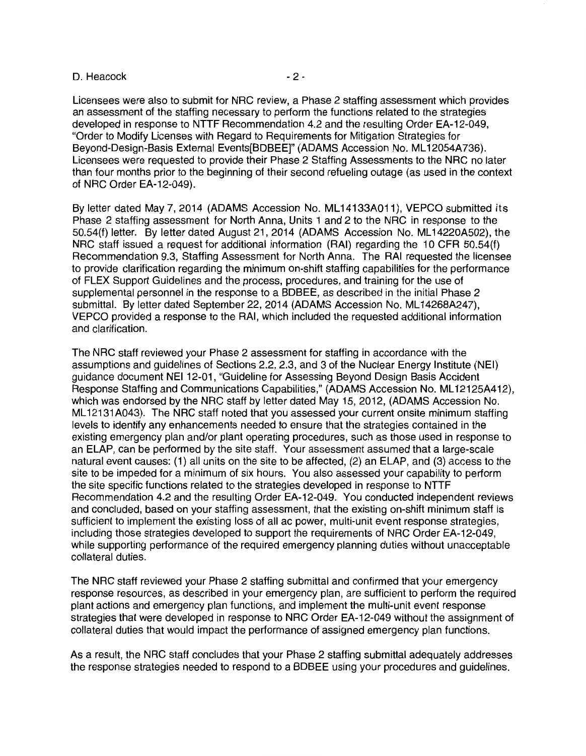Licensees were also to submit for NRC review, a Phase 2 staffing assessment which provides an assessment of the staffing necessary to perform the functions related to the strategies developed in response to NTTF Recommendation 4.2 and the resulting Order EA-12-049, "Order to Modify Licenses with Regard to Requirements for Mitigation Strategies for Beyond-Design-Basis External Events[BDBEE]" (ADAMS Accession No. ML12054A736). Licensees were requested to provide their Phase 2 Staffing Assessments to the NRC no later than four months prior to the beginning of their second refueling outage (as used in the context of NRC Order EA-12-049).

By letter dated May 7, 2014 (ADAMS Accession No. ML14133A011), VEPCO submitted its Phase 2 staffing assessment for North Anna, Units 1 and 2 to the NRC in response to the 50.54(f) letter. By letter dated August 21, 2014 (ADAMS Accession No. ML14220A502), the NRC staff issued a request for additional information (RAI) regarding the 10 CFR 50.54(f) Recommendation 9.3, Staffing Assessment for North Anna. The RAI requested the licensee to provide clarification regarding the minimum on-shift staffing capabilities for the performance of FLEX Support Guidelines and the process, procedures, and training for the use of supplemental personnel in the response to a BDBEE, as described in the initial Phase 2 submittal. By letter dated September 22, 2014 (ADAMS Accession No. ML14268A247), VEPCO provided a response to the RAI, which included the requested additional information and clarification.

The NRC staff reviewed your Phase 2 assessment for staffing in accordance with the assumptions and guidelines of Sections 2.2, 2.3, and 3 of the Nuclear Energy Institute (NEI) guidance document NEI 12-01, "Guideline for Assessing Beyond Design Basis Accident Response Staffing and Communications Capabilities," (ADAMS Accession No. ML12125A412), which was endorsed by the NRC staff by letter dated May 15, 2012, (ADAMS Accession No. ML12131A043). The NRC staff noted that you assessed your current onsite minimum staffing levels to identify any enhancements needed to ensure that the strategies contained in the existing emergency plan and/or plant operating procedures, such as those used in response to an ELAP, can be performed by the site staff. Your assessment assumed that a large-scale natural event causes: (1) all units on the site to be affected, (2) an ELAP, and (3) access to the site to be impeded for a minimum of six hours. You also assessed your capability to perform the site specific functions related to the strategies developed in response to NTTF Recommendation 4.2 and the resulting Order EA-12-049. You conducted independent reviews and concluded, based on your staffing assessment, that the existing on-shift minimum staff is sufficient to implement the existing loss of all ac power, multi-unit event response strategies, including those strategies developed to support the requirements of NRC Order EA-12-049, while supporting performance of the required emergency planning duties without unacceptable collateral duties.

The NRC staff reviewed your Phase 2 staffing submittal and confirmed that your emergency response resources, as described in your emergency plan, are sufficient to perform the required plant actions and emergency plan functions, and implement the multi-unit event response strategies that were developed in response to NRC Order EA-12-049 without the assignment of collateral duties that would impact the performance of assigned emergency plan functions.

As a result, the NRC staff concludes that your Phase 2 staffing submittal adequately addresses the response strategies needed to respond to a BDBEE using your procedures and guidelines.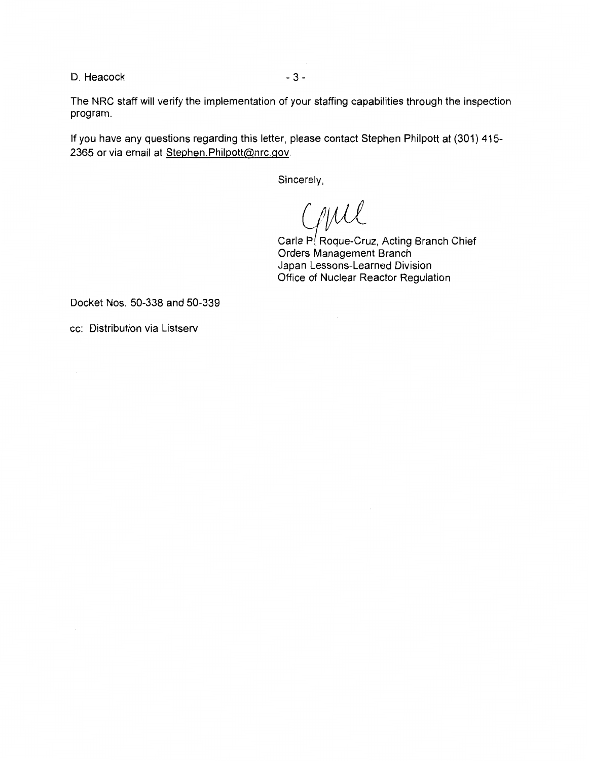The NRC staff will verify the implementation of your staffing capabilities through the inspection program.

If you have any questions regarding this letter, please contact Stephen Philpott at (301) 415-2365 or via email at Stephen.Philpott@nrc.gov.

Sincerely,

Carla P. Roque-Cruz, Acting Branch Chief
Orders Management Branch
Japan Lessons-Learned Division
Office of Nuclear Reactor Regulation

Docket Nos. 50-338 and 50-339

cc: Distribution via Listserv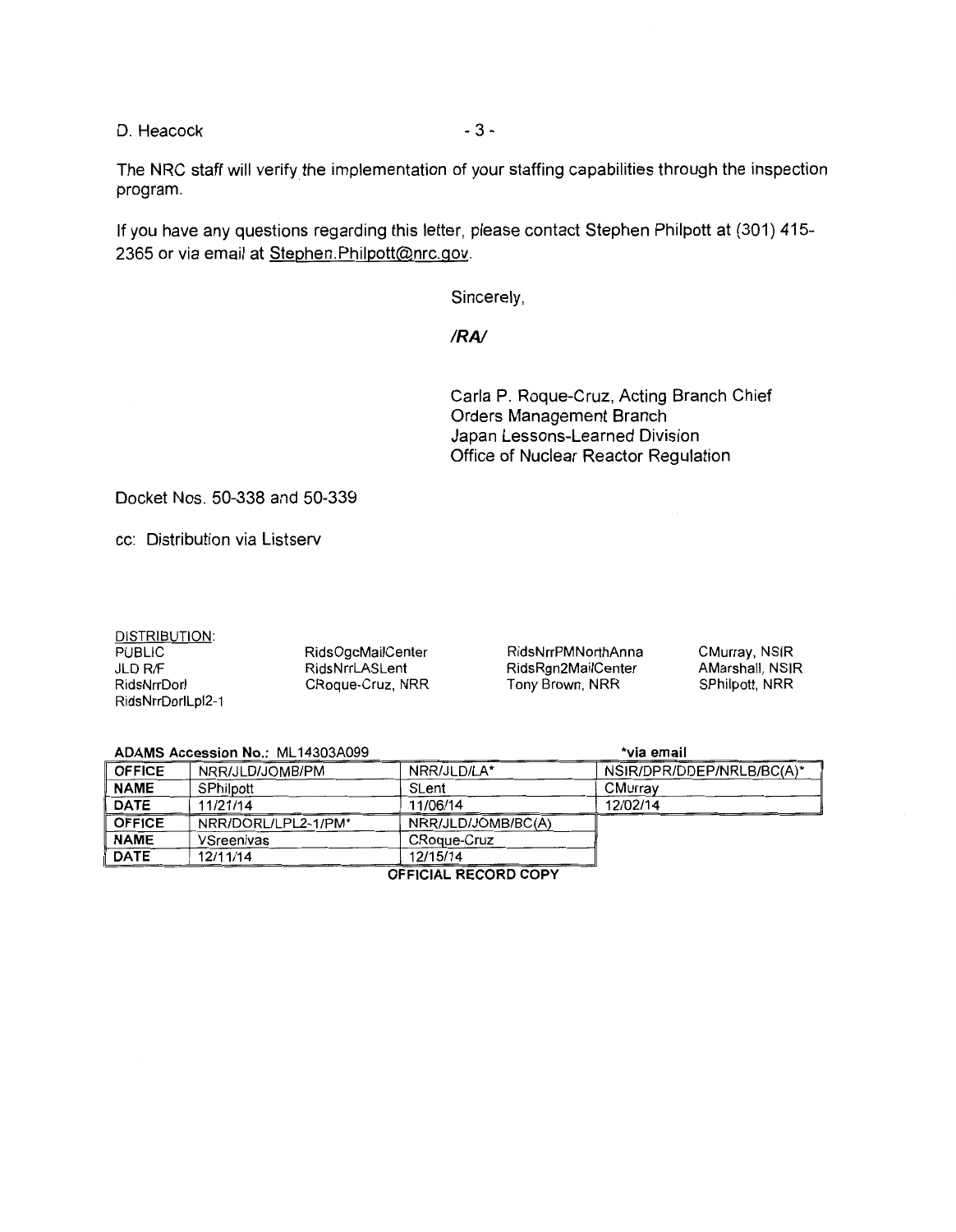The NRC staff will verify the implementation of your staffing capabilities through the inspection program.

If you have any questions regarding this letter, please contact Stephen Philpott at (301) 415-2365 or via email at Stephen.Philpott@nrc.gov.

Sincerely,

***/RA/***

Carla P. Roque-Cruz, Acting Branch Chief
Orders Management Branch
Japan Lessons-Learned Division
Office of Nuclear Reactor Regulation

Docket Nos. 50-338 and 50-339

cc: Distribution via Listserv

DISTRIBUTION:

PUBLIC
JLD R/F
RidsNrrDorl
RidsNrrDorlLpl2-1
RidsOgcMailCenter
RidsNrrLASLent
CRoque-Cruz, NRR
RidsNrrPMNorthAnna
RidsRgn2MailCenter
Tony Brown, NRR
CMurray, NSIR
AMarshall, NSIR
SPhilpott, NRR

**ADAMS Accession No.:** ML14303A099 **\*via email**

| | | | |
|---|---|---|---|
| **OFFICE** | NRR/JLD/JOMB/PM | NRR/JLD/LA* | NSIR/DPR/DDEP/NRLB/BC(A)* |
| **NAME** | SPhilpott | SLent | CMurray |
| **DATE** | 11/21/14 | 11/06/14 | 12/02/14 |
| **OFFICE** | NRR/DORL/LPL2-1/PM* | NRR/JLD/JOMB/BC(A) | |
| **NAME** | VSreenivas | CRoque-Cruz | |
| **DATE** | 12/11/14 | 12/15/14 | |

**OFFICIAL RECORD COPY**